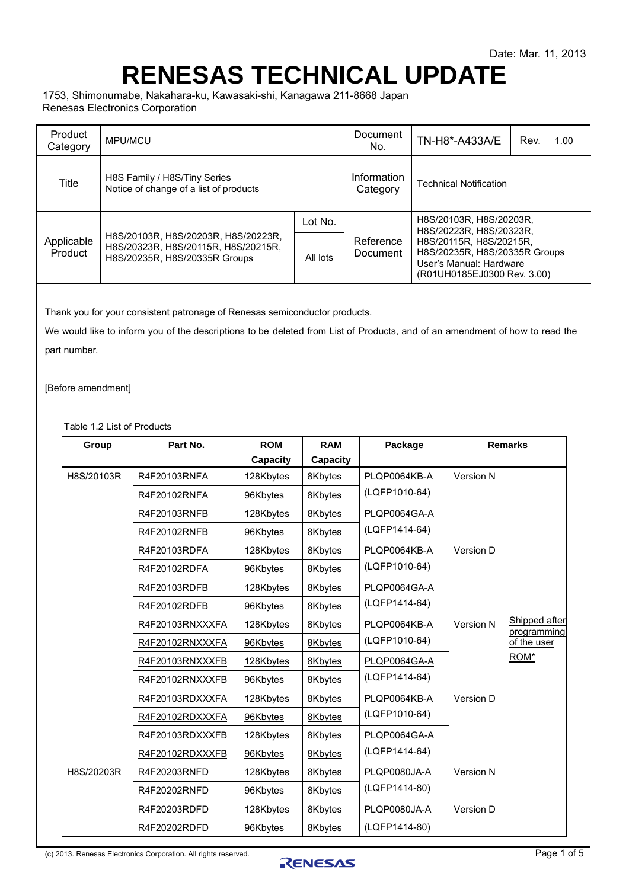Date: Mar. 11, 2013

# RENESAS TECHNICAL UPDATE

1753, Shimonumabe, Nakahara-ku, Kawasaki-shi, Kanagawa 211-8668 Japan
Renesas Electronics Corporation

| Product Category | MPU/MCU | | Document No. | TN-H8*-A433A/E | Rev. | 1.00 |
|---|---|---|---|---|---|---|
| Title | H8S Family / H8S/Tiny Series<br>Notice of change of a list of products | | Information Category | Technical Notification | | |
| Applicable Product | H8S/20103R, H8S/20203R, H8S/20223R, H8S/20323R, H8S/20115R, H8S/20215R, H8S/20235R, H8S/20335R Groups | Lot No.<br>All lots | Reference Document | H8S/20103R, H8S/20203R, H8S/20223R, H8S/20323R, H8S/20115R, H8S/20215R, H8S/20235R, H8S/20335R Groups User's Manual: Hardware (R01UH0185EJ0300 Rev. 3.00) | | |

Thank you for your consistent patronage of Renesas semiconductor products.

We would like to inform you of the descriptions to be deleted from List of Products, and of an amendment of how to read the part number.

[Before amendment]

Table 1.2 List of Products

| Group | Part No. | ROM Capacity | RAM Capacity | Package | Remarks | |
|---|---|---|---|---|---|---|
| H8S/20103R | R4F20103RNFA | 128Kbytes | 8Kbytes | PLQP0064KB-A (LQFP1010-64) | Version N | |
| | R4F20102RNFA | 96Kbytes | 8Kbytes | | | |
| | R4F20103RNFB | 128Kbytes | 8Kbytes | PLQP0064GA-A (LQFP1414-64) | | |
| | R4F20102RNFB | 96Kbytes | 8Kbytes | | | |
| | R4F20103RDFA | 128Kbytes | 8Kbytes | PLQP0064KB-A (LQFP1010-64) | Version D | |
| | R4F20102RDFA | 96Kbytes | 8Kbytes | | | |
| | R4F20103RDFB | 128Kbytes | 8Kbytes | PLQP0064GA-A (LQFP1414-64) | | |
| | R4F20102RDFB | 96Kbytes | 8Kbytes | | | |
| | <u>R4F20103RNXXXFA</u> | <u>128Kbytes</u> | <u>8Kbytes</u> | <u>PLQP0064KB-A (LQFP1010-64)</u> | <u>Version N</u> | <u>Shipped after programming of the user ROM*</u> |
| | <u>R4F20102RNXXXFA</u> | <u>96Kbytes</u> | <u>8Kbytes</u> | | | |
| | <u>R4F20103RNXXXFB</u> | <u>128Kbytes</u> | <u>8Kbytes</u> | <u>PLQP0064GA-A (LQFP1414-64)</u> | | |
| | <u>R4F20102RNXXXFB</u> | <u>96Kbytes</u> | <u>8Kbytes</u> | | | |
| | <u>R4F20103RDXXXFA</u> | <u>128Kbytes</u> | <u>8Kbytes</u> | <u>PLQP0064KB-A (LQFP1010-64)</u> | <u>Version D</u> | |
| | <u>R4F20102RDXXXFA</u> | <u>96Kbytes</u> | <u>8Kbytes</u> | | | |
| | <u>R4F20103RDXXXFB</u> | <u>128Kbytes</u> | <u>8Kbytes</u> | <u>PLQP0064GA-A (LQFP1414-64)</u> | | |
| | <u>R4F20102RDXXXFB</u> | <u>96Kbytes</u> | <u>8Kbytes</u> | | | |
| H8S/20203R | R4F20203RNFD | 128Kbytes | 8Kbytes | PLQP0080JA-A (LQFP1414-80) | Version N | |
| | R4F20202RNFD | 96Kbytes | 8Kbytes | | | |
| | R4F20203RDFD | 128Kbytes | 8Kbytes | PLQP0080JA-A (LQFP1414-80) | Version D | |
| | R4F20202RDFD | 96Kbytes | 8Kbytes | | | |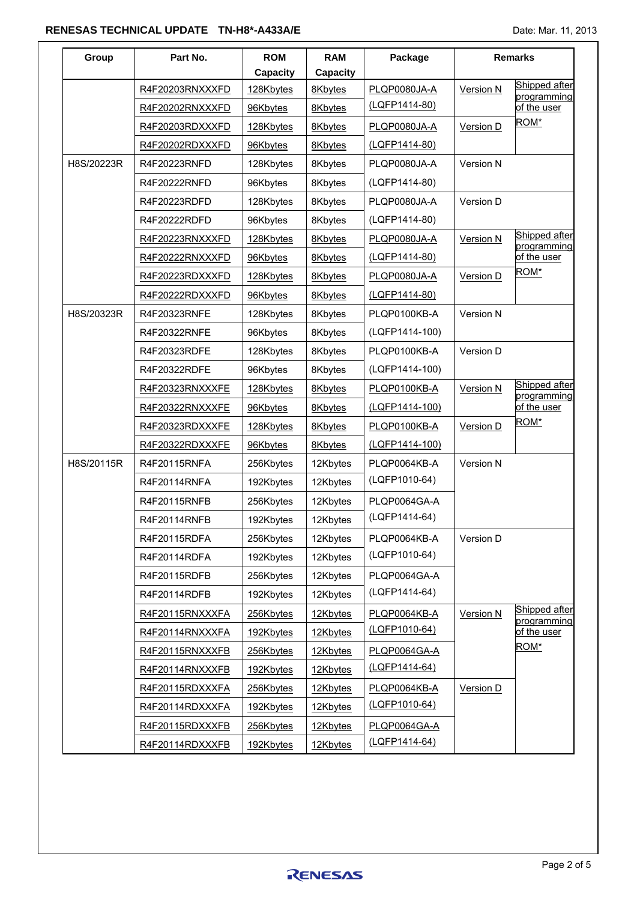| Group | Part No. | ROM Capacity | RAM Capacity | Package | Remarks | |
|---|---|---|---|---|---|---|
| | R4F20203RNXXXFD | 128Kbytes | 8Kbytes | PLQP0080JA-A (LQFP1414-80) | Version N | Shipped after programming of the user ROM* |
| | R4F20202RNXXXFD | 96Kbytes | 8Kbytes | | | |
| | R4F20203RDXXXFD | 128Kbytes | 8Kbytes | PLQP0080JA-A (LQFP1414-80) | Version D | |
| | R4F20202RDXXXFD | 96Kbytes | 8Kbytes | | | |
| H8S/20223R | R4F20223RNFD | 128Kbytes | 8Kbytes | PLQP0080JA-A (LQFP1414-80) | Version N | |
| | R4F20222RNFD | 96Kbytes | 8Kbytes | | | |
| | R4F20223RDFD | 128Kbytes | 8Kbytes | PLQP0080JA-A (LQFP1414-80) | Version D | |
| | R4F20222RDFD | 96Kbytes | 8Kbytes | | | |
| | R4F20223RNXXXFD | 128Kbytes | 8Kbytes | PLQP0080JA-A (LQFP1414-80) | Version N | Shipped after programming of the user ROM* |
| | R4F20222RNXXXFD | 96Kbytes | 8Kbytes | | | |
| | R4F20223RDXXXFD | 128Kbytes | 8Kbytes | PLQP0080JA-A (LQFP1414-80) | Version D | |
| | R4F20222RDXXXFD | 96Kbytes | 8Kbytes | | | |
| H8S/20323R | R4F20323RNFE | 128Kbytes | 8Kbytes | PLQP0100KB-A (LQFP1414-100) | Version N | |
| | R4F20322RNFE | 96Kbytes | 8Kbytes | | | |
| | R4F20323RDFE | 128Kbytes | 8Kbytes | PLQP0100KB-A (LQFP1414-100) | Version D | |
| | R4F20322RDFE | 96Kbytes | 8Kbytes | | | |
| | R4F20323RNXXXFE | 128Kbytes | 8Kbytes | PLQP0100KB-A (LQFP1414-100) | Version N | Shipped after programming of the user ROM* |
| | R4F20322RNXXXFE | 96Kbytes | 8Kbytes | | | |
| | R4F20323RDXXXFE | 128Kbytes | 8Kbytes | PLQP0100KB-A (LQFP1414-100) | Version D | |
| | R4F20322RDXXXFE | 96Kbytes | 8Kbytes | | | |
| H8S/20115R | R4F20115RNFA | 256Kbytes | 12Kbytes | PLQP0064KB-A (LQFP1010-64) | Version N | |
| | R4F20114RNFA | 192Kbytes | 12Kbytes | | | |
| | R4F20115RNFB | 256Kbytes | 12Kbytes | PLQP0064GA-A (LQFP1414-64) | | |
| | R4F20114RNFB | 192Kbytes | 12Kbytes | | | |
| | R4F20115RDFA | 256Kbytes | 12Kbytes | PLQP0064KB-A (LQFP1010-64) | Version D | |
| | R4F20114RDFA | 192Kbytes | 12Kbytes | | | |
| | R4F20115RDFB | 256Kbytes | 12Kbytes | PLQP0064GA-A (LQFP1414-64) | | |
| | R4F20114RDFB | 192Kbytes | 12Kbytes | | | |
| | R4F20115RNXXXFA | 256Kbytes | 12Kbytes | PLQP0064KB-A (LQFP1010-64) | Version N | Shipped after programming of the user ROM* |
| | R4F20114RNXXXFA | 192Kbytes | 12Kbytes | | | |
| | R4F20115RNXXXFB | 256Kbytes | 12Kbytes | PLQP0064GA-A (LQFP1414-64) | | |
| | R4F20114RNXXXFB | 192Kbytes | 12Kbytes | | | |
| | R4F20115RDXXXFA | 256Kbytes | 12Kbytes | PLQP0064KB-A (LQFP1010-64) | Version D | |
| | R4F20114RDXXXFA | 192Kbytes | 12Kbytes | | | |
| | R4F20115RDXXXFB | 256Kbytes | 12Kbytes | PLQP0064GA-A (LQFP1414-64) | | |
| | R4F20114RDXXXFB | 192Kbytes | 12Kbytes | | | |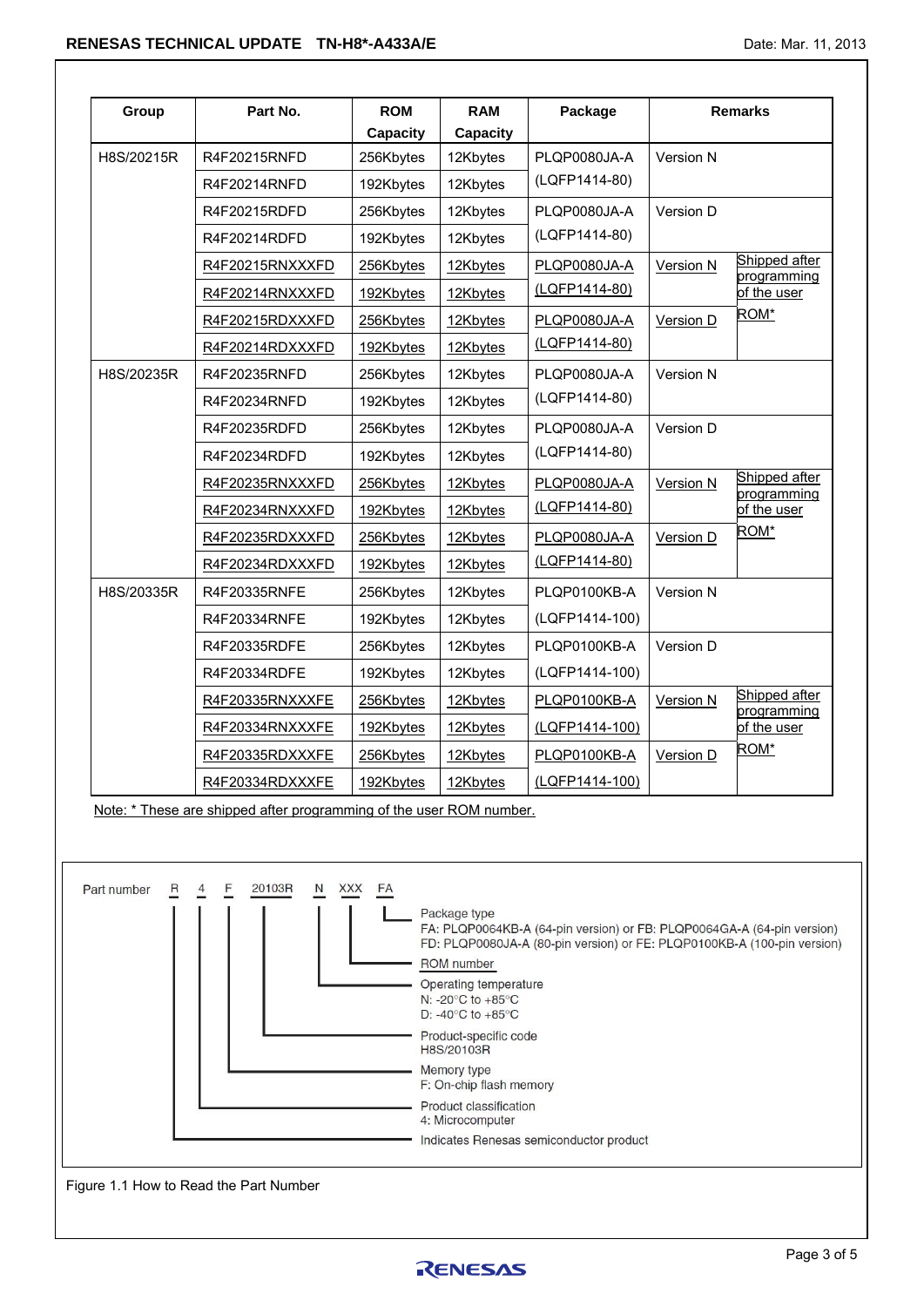| Group | Part No. | ROM Capacity | RAM Capacity | Package | Remarks | |
|---|---|---|---|---|---|---|
| H8S/20215R | R4F20215RNFD | 256Kbytes | 12Kbytes | PLQP0080JA-A (LQFP1414-80) | Version N | |
| | R4F20214RNFD | 192Kbytes | 12Kbytes | | | |
| | R4F20215RDFD | 256Kbytes | 12Kbytes | PLQP0080JA-A (LQFP1414-80) | Version D | |
| | R4F20214RDFD | 192Kbytes | 12Kbytes | | | |
| | R4F20215RNXXXFD | 256Kbytes | 12Kbytes | PLQP0080JA-A (LQFP1414-80) | Version N | Shipped after programming of the user ROM* |
| | R4F20214RNXXXFD | 192Kbytes | 12Kbytes | | | |
| | R4F20215RDXXXFD | 256Kbytes | 12Kbytes | PLQP0080JA-A (LQFP1414-80) | Version D | |
| | R4F20214RDXXXFD | 192Kbytes | 12Kbytes | | | |
| H8S/20235R | R4F20235RNFD | 256Kbytes | 12Kbytes | PLQP0080JA-A (LQFP1414-80) | Version N | |
| | R4F20234RNFD | 192Kbytes | 12Kbytes | | | |
| | R4F20235RDFD | 256Kbytes | 12Kbytes | PLQP0080JA-A (LQFP1414-80) | Version D | |
| | R4F20234RDFD | 192Kbytes | 12Kbytes | | | |
| | R4F20235RNXXXFD | 256Kbytes | 12Kbytes | PLQP0080JA-A (LQFP1414-80) | Version N | Shipped after programming of the user ROM* |
| | R4F20234RNXXXFD | 192Kbytes | 12Kbytes | | | |
| | R4F20235RDXXXFD | 256Kbytes | 12Kbytes | PLQP0080JA-A (LQFP1414-80) | Version D | |
| | R4F20234RDXXXFD | 192Kbytes | 12Kbytes | | | |
| H8S/20335R | R4F20335RNFE | 256Kbytes | 12Kbytes | PLQP0100KB-A (LQFP1414-100) | Version N | |
| | R4F20334RNFE | 192Kbytes | 12Kbytes | | | |
| | R4F20335RDFE | 256Kbytes | 12Kbytes | PLQP0100KB-A (LQFP1414-100) | Version D | |
| | R4F20334RDFE | 192Kbytes | 12Kbytes | | | |
| | R4F20335RNXXXFE | 256Kbytes | 12Kbytes | PLQP0100KB-A (LQFP1414-100) | Version N | Shipped after programming of the user ROM* |
| | R4F20334RNXXXFE | 192Kbytes | 12Kbytes | | | |
| | R4F20335RDXXXFE | 256Kbytes | 12Kbytes | PLQP0100KB-A (LQFP1414-100) | Version D | |
| | R4F20334RDXXXFE | 192Kbytes | 12Kbytes | | | |

Note: * These are shipped after programming of the user ROM number.

Part number R 4 F 20103R N XXX FA

- FA — Package type
  - FA: PLQP0064KB-A (64-pin version) or FB: PLQP0064GA-A (64-pin version)
  - FD: PLQP0080JA-A (80-pin version) or FE: PLQP0100KB-A (100-pin version)
- XXX — ROM number
- N — Operating temperature
  - N: -20°C to +85°C
  - D: -40°C to +85°C
- 20103R — Product-specific code
  - H8S/20103R
- F — Memory type
  - F: On-chip flash memory
- 4 — Product classification
  - 4: Microcomputer
- R — Indicates Renesas semiconductor product

Figure 1.1 How to Read the Part Number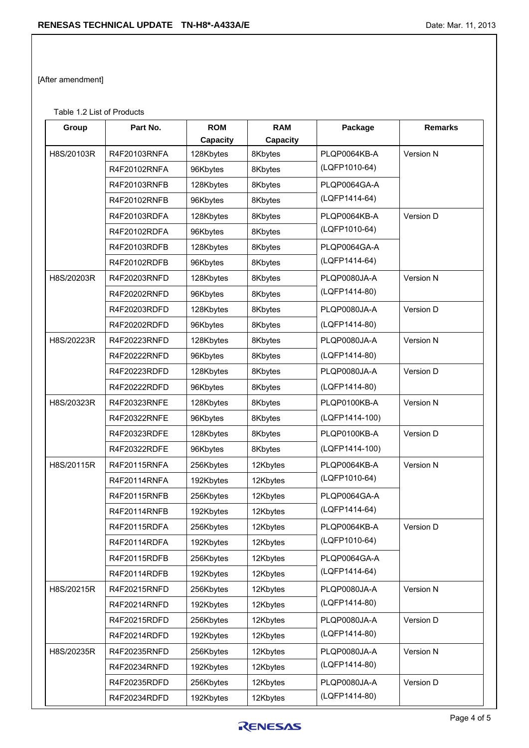[After amendment]

Table 1.2 List of Products

| Group | Part No. | ROM Capacity | RAM Capacity | Package | Remarks |
|---|---|---|---|---|---|
| H8S/20103R | R4F20103RNFA | 128Kbytes | 8Kbytes | PLQP0064KB-A (LQFP1010-64) | Version N |
| | R4F20102RNFA | 96Kbytes | 8Kbytes | | |
| | R4F20103RNFB | 128Kbytes | 8Kbytes | PLQP0064GA-A (LQFP1414-64) | |
| | R4F20102RNFB | 96Kbytes | 8Kbytes | | |
| | R4F20103RDFA | 128Kbytes | 8Kbytes | PLQP0064KB-A (LQFP1010-64) | Version D |
| | R4F20102RDFA | 96Kbytes | 8Kbytes | | |
| | R4F20103RDFB | 128Kbytes | 8Kbytes | PLQP0064GA-A (LQFP1414-64) | |
| | R4F20102RDFB | 96Kbytes | 8Kbytes | | |
| H8S/20203R | R4F20203RNFD | 128Kbytes | 8Kbytes | PLQP0080JA-A (LQFP1414-80) | Version N |
| | R4F20202RNFD | 96Kbytes | 8Kbytes | | |
| | R4F20203RDFD | 128Kbytes | 8Kbytes | PLQP0080JA-A (LQFP1414-80) | Version D |
| | R4F20202RDFD | 96Kbytes | 8Kbytes | | |
| H8S/20223R | R4F20223RNFD | 128Kbytes | 8Kbytes | PLQP0080JA-A (LQFP1414-80) | Version N |
| | R4F20222RNFD | 96Kbytes | 8Kbytes | | |
| | R4F20223RDFD | 128Kbytes | 8Kbytes | PLQP0080JA-A (LQFP1414-80) | Version D |
| | R4F20222RDFD | 96Kbytes | 8Kbytes | | |
| H8S/20323R | R4F20323RNFE | 128Kbytes | 8Kbytes | PLQP0100KB-A (LQFP1414-100) | Version N |
| | R4F20322RNFE | 96Kbytes | 8Kbytes | | |
| | R4F20323RDFE | 128Kbytes | 8Kbytes | PLQP0100KB-A (LQFP1414-100) | Version D |
| | R4F20322RDFE | 96Kbytes | 8Kbytes | | |
| H8S/20115R | R4F20115RNFA | 256Kbytes | 12Kbytes | PLQP0064KB-A (LQFP1010-64) | Version N |
| | R4F20114RNFA | 192Kbytes | 12Kbytes | | |
| | R4F20115RNFB | 256Kbytes | 12Kbytes | PLQP0064GA-A (LQFP1414-64) | |
| | R4F20114RNFB | 192Kbytes | 12Kbytes | | |
| | R4F20115RDFA | 256Kbytes | 12Kbytes | PLQP0064KB-A (LQFP1010-64) | Version D |
| | R4F20114RDFA | 192Kbytes | 12Kbytes | | |
| | R4F20115RDFB | 256Kbytes | 12Kbytes | PLQP0064GA-A (LQFP1414-64) | |
| | R4F20114RDFB | 192Kbytes | 12Kbytes | | |
| H8S/20215R | R4F20215RNFD | 256Kbytes | 12Kbytes | PLQP0080JA-A (LQFP1414-80) | Version N |
| | R4F20214RNFD | 192Kbytes | 12Kbytes | | |
| | R4F20215RDFD | 256Kbytes | 12Kbytes | PLQP0080JA-A (LQFP1414-80) | Version D |
| | R4F20214RDFD | 192Kbytes | 12Kbytes | | |
| H8S/20235R | R4F20235RNFD | 256Kbytes | 12Kbytes | PLQP0080JA-A (LQFP1414-80) | Version N |
| | R4F20234RNFD | 192Kbytes | 12Kbytes | | |
| | R4F20235RDFD | 256Kbytes | 12Kbytes | PLQP0080JA-A (LQFP1414-80) | Version D |
| | R4F20234RDFD | 192Kbytes | 12Kbytes | | |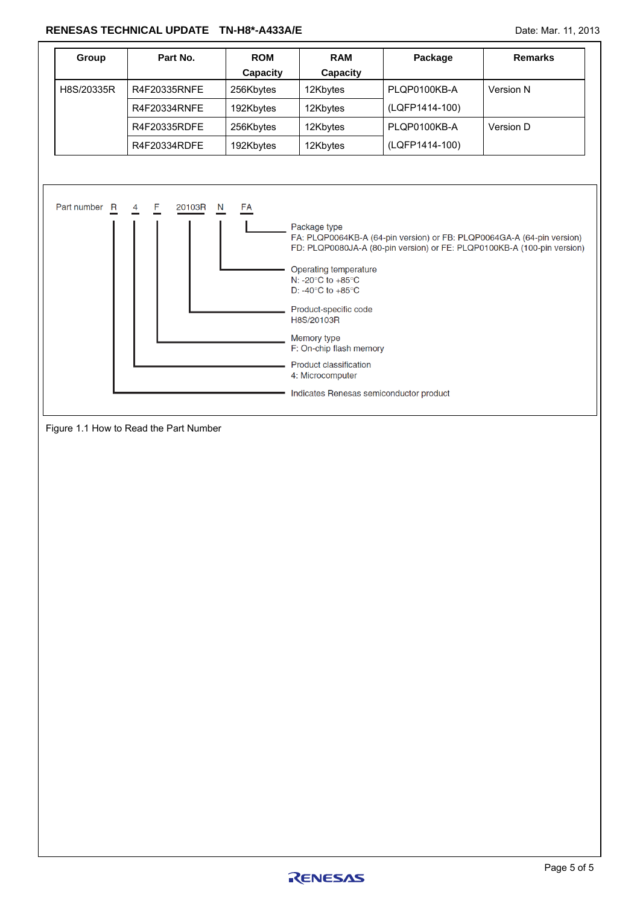| Group | Part No. | ROM Capacity | RAM Capacity | Package | Remarks |
|---|---|---|---|---|---|
| H8S/20335R | R4F20335RNFE | 256Kbytes | 12Kbytes | PLQP0100KB-A | Version N |
| | R4F20334RNFE | 192Kbytes | 12Kbytes | (LQFP1414-100) | |
| | R4F20335RDFE | 256Kbytes | 12Kbytes | PLQP0100KB-A | Version D |
| | R4F20334RDFE | 192Kbytes | 12Kbytes | (LQFP1414-100) | |

Part number R 4 F 20103R N FA

- FA — Package type
  FA: PLQP0064KB-A (64-pin version) or FB: PLQP0064GA-A (64-pin version)
  FD: PLQP0080JA-A (80-pin version) or FE: PLQP0100KB-A (100-pin version)
- N — Operating temperature
  N: -20°C to +85°C
  D: -40°C to +85°C
- 20103R — Product-specific code
  H8S/20103R
- F — Memory type
  F: On-chip flash memory
- 4 — Product classification
  4: Microcomputer
- R — Indicates Renesas semiconductor product

Figure 1.1 How to Read the Part Number